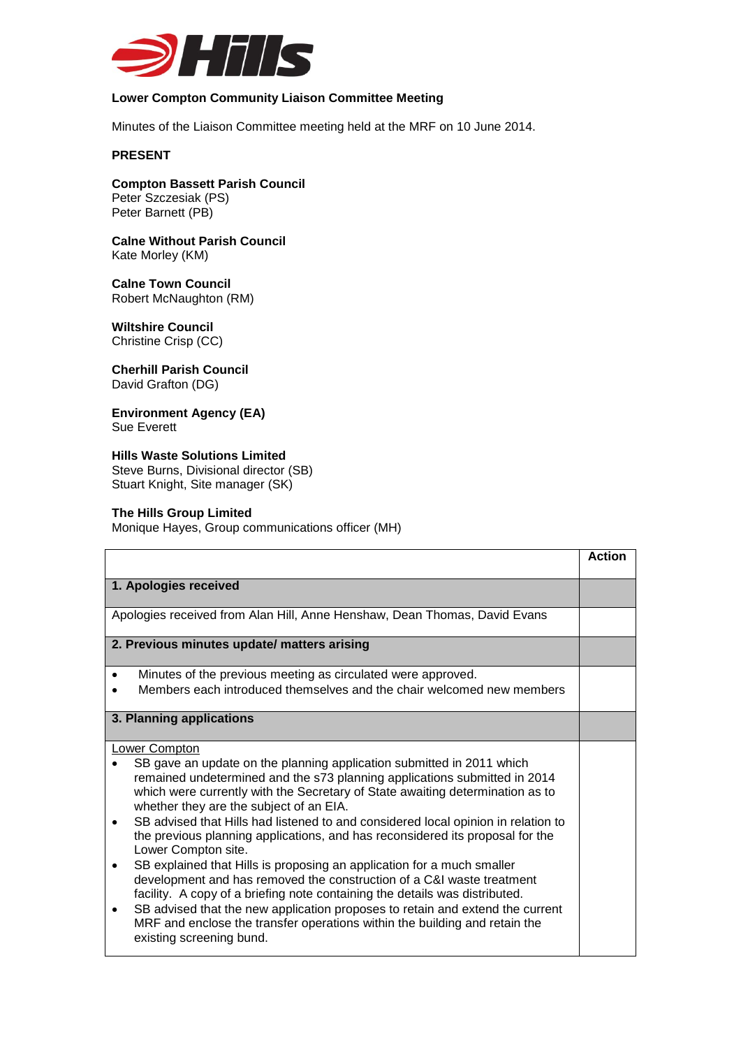**Lower Compton Community Liaison Committee Meeting**

Minutes of the Liaison Committee meeting held at the MRF on 10 June 2014.

**PRESENT**

**Compton Bassett Parish Council**
Peter Szczesiak (PS)
Peter Barnett (PB)

**Calne Without Parish Council**
Kate Morley (KM)

**Calne Town Council**
Robert McNaughton (RM)

**Wiltshire Council**
Christine Crisp (CC)

**Cherhill Parish Council**
David Grafton (DG)

**Environment Agency (EA)**
Sue Everett

**Hills Waste Solutions Limited**
Steve Burns, Divisional director (SB)
Stuart Knight, Site manager (SK)

**The Hills Group Limited**
Monique Hayes, Group communications officer (MH)

| | **Action** |
|---|---|
| **1. Apologies received** | |
| Apologies received from Alan Hill, Anne Henshaw, Dean Thomas, David Evans | |
| **2. Previous minutes update/ matters arising** | |
| • Minutes of the previous meeting as circulated were approved.<br>• Members each introduced themselves and the chair welcomed new members | |
| **3. Planning applications** | |
| Lower Compton<br>• SB gave an update on the planning application submitted in 2011 which remained undetermined and the s73 planning applications submitted in 2014 which were currently with the Secretary of State awaiting determination as to whether they are the subject of an EIA.<br>• SB advised that Hills had listened to and considered local opinion in relation to the previous planning applications, and has reconsidered its proposal for the Lower Compton site.<br>• SB explained that Hills is proposing an application for a much smaller development and has removed the construction of a C&I waste treatment facility. A copy of a briefing note containing the details was distributed.<br>• SB advised that the new application proposes to retain and extend the current MRF and enclose the transfer operations within the building and retain the existing screening bund. | |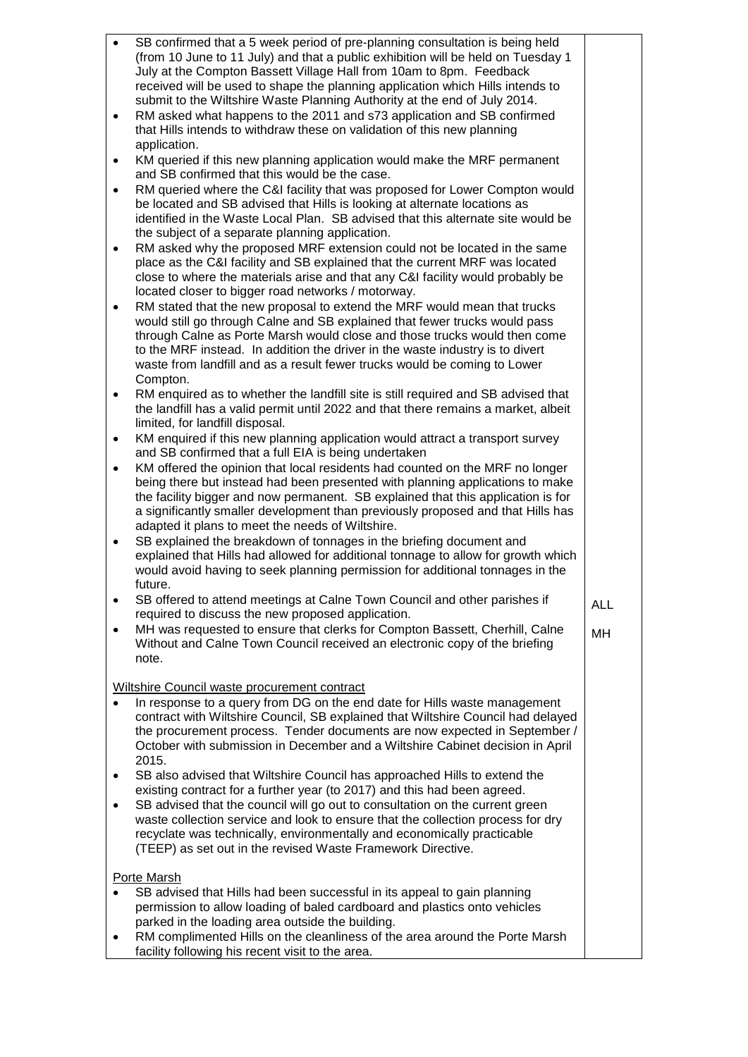| | |
|---|---|
| • SB confirmed that a 5 week period of pre-planning consultation is being held (from 10 June to 11 July) and that a public exhibition will be held on Tuesday 1 July at the Compton Bassett Village Hall from 10am to 8pm. Feedback received will be used to shape the planning application which Hills intends to submit to the Wiltshire Waste Planning Authority at the end of July 2014. | |
| • RM asked what happens to the 2011 and s73 application and SB confirmed that Hills intends to withdraw these on validation of this new planning application. | |
| • KM queried if this new planning application would make the MRF permanent and SB confirmed that this would be the case. | |
| • RM queried where the C&I facility that was proposed for Lower Compton would be located and SB advised that Hills is looking at alternate locations as identified in the Waste Local Plan. SB advised that this alternate site would be the subject of a separate planning application. | |
| • RM asked why the proposed MRF extension could not be located in the same place as the C&I facility and SB explained that the current MRF was located close to where the materials arise and that any C&I facility would probably be located closer to bigger road networks / motorway. | |
| • RM stated that the new proposal to extend the MRF would mean that trucks would still go through Calne and SB explained that fewer trucks would pass through Calne as Porte Marsh would close and those trucks would then come to the MRF instead. In addition the driver in the waste industry is to divert waste from landfill and as a result fewer trucks would be coming to Lower Compton. | |
| • RM enquired as to whether the landfill site is still required and SB advised that the landfill has a valid permit until 2022 and that there remains a market, albeit limited, for landfill disposal. | |
| • KM enquired if this new planning application would attract a transport survey and SB confirmed that a full EIA is being undertaken | |
| • KM offered the opinion that local residents had counted on the MRF no longer being there but instead had been presented with planning applications to make the facility bigger and now permanent. SB explained that this application is for a significantly smaller development than previously proposed and that Hills has adapted it plans to meet the needs of Wiltshire. | |
| • SB explained the breakdown of tonnages in the briefing document and explained that Hills had allowed for additional tonnage to allow for growth which would avoid having to seek planning permission for additional tonnages in the future. | |
| • SB offered to attend meetings at Calne Town Council and other parishes if required to discuss the new proposed application. | ALL |
| • MH was requested to ensure that clerks for Compton Bassett, Cherhill, Calne Without and Calne Town Council received an electronic copy of the briefing note. | MH |
| Wiltshire Council waste procurement contract | |
| • In response to a query from DG on the end date for Hills waste management contract with Wiltshire Council, SB explained that Wiltshire Council had delayed the procurement process. Tender documents are now expected in September / October with submission in December and a Wiltshire Cabinet decision in April 2015. | |
| • SB also advised that Wiltshire Council has approached Hills to extend the existing contract for a further year (to 2017) and this had been agreed. | |
| • SB advised that the council will go out to consultation on the current green waste collection service and look to ensure that the collection process for dry recyclate was technically, environmentally and economically practicable (TEEP) as set out in the revised Waste Framework Directive. | |
| Porte Marsh | |
| • SB advised that Hills had been successful in its appeal to gain planning permission to allow loading of baled cardboard and plastics onto vehicles parked in the loading area outside the building. | |
| • RM complimented Hills on the cleanliness of the area around the Porte Marsh facility following his recent visit to the area. | |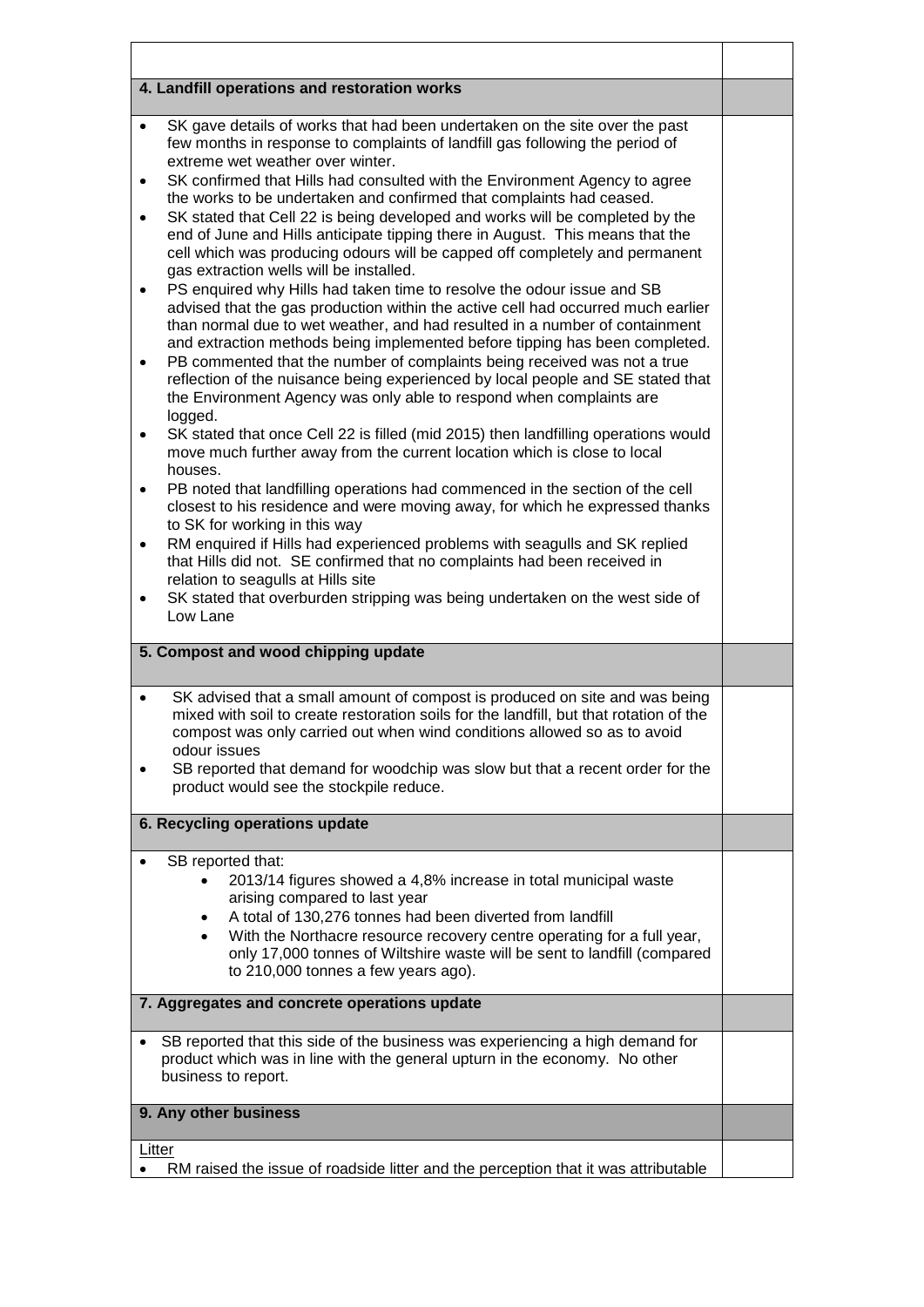## 4. Landfill operations and restoration works

- SK gave details of works that had been undertaken on the site over the past few months in response to complaints of landfill gas following the period of extreme wet weather over winter.
- SK confirmed that Hills had consulted with the Environment Agency to agree the works to be undertaken and confirmed that complaints had ceased.
- SK stated that Cell 22 is being developed and works will be completed by the end of June and Hills anticipate tipping there in August. This means that the cell which was producing odours will be capped off completely and permanent gas extraction wells will be installed.
- PS enquired why Hills had taken time to resolve the odour issue and SB advised that the gas production within the active cell had occurred much earlier than normal due to wet weather, and had resulted in a number of containment and extraction methods being implemented before tipping has been completed.
- PB commented that the number of complaints being received was not a true reflection of the nuisance being experienced by local people and SE stated that the Environment Agency was only able to respond when complaints are logged.
- SK stated that once Cell 22 is filled (mid 2015) then landfilling operations would move much further away from the current location which is close to local houses.
- PB noted that landfilling operations had commenced in the section of the cell closest to his residence and were moving away, for which he expressed thanks to SK for working in this way
- RM enquired if Hills had experienced problems with seagulls and SK replied that Hills did not. SE confirmed that no complaints had been received in relation to seagulls at Hills site
- SK stated that overburden stripping was being undertaken on the west side of Low Lane

## 5. Compost and wood chipping update

- SK advised that a small amount of compost is produced on site and was being mixed with soil to create restoration soils for the landfill, but that rotation of the compost was only carried out when wind conditions allowed so as to avoid odour issues
- SB reported that demand for woodchip was slow but that a recent order for the product would see the stockpile reduce.

## 6. Recycling operations update

- SB reported that:
  - 2013/14 figures showed a 4,8% increase in total municipal waste arising compared to last year
  - A total of 130,276 tonnes had been diverted from landfill
  - With the Northacre resource recovery centre operating for a full year, only 17,000 tonnes of Wiltshire waste will be sent to landfill (compared to 210,000 tonnes a few years ago).

## 7. Aggregates and concrete operations update

- SB reported that this side of the business was experiencing a high demand for product which was in line with the general upturn in the economy. No other business to report.

## 9. Any other business

Litter

- RM raised the issue of roadside litter and the perception that it was attributable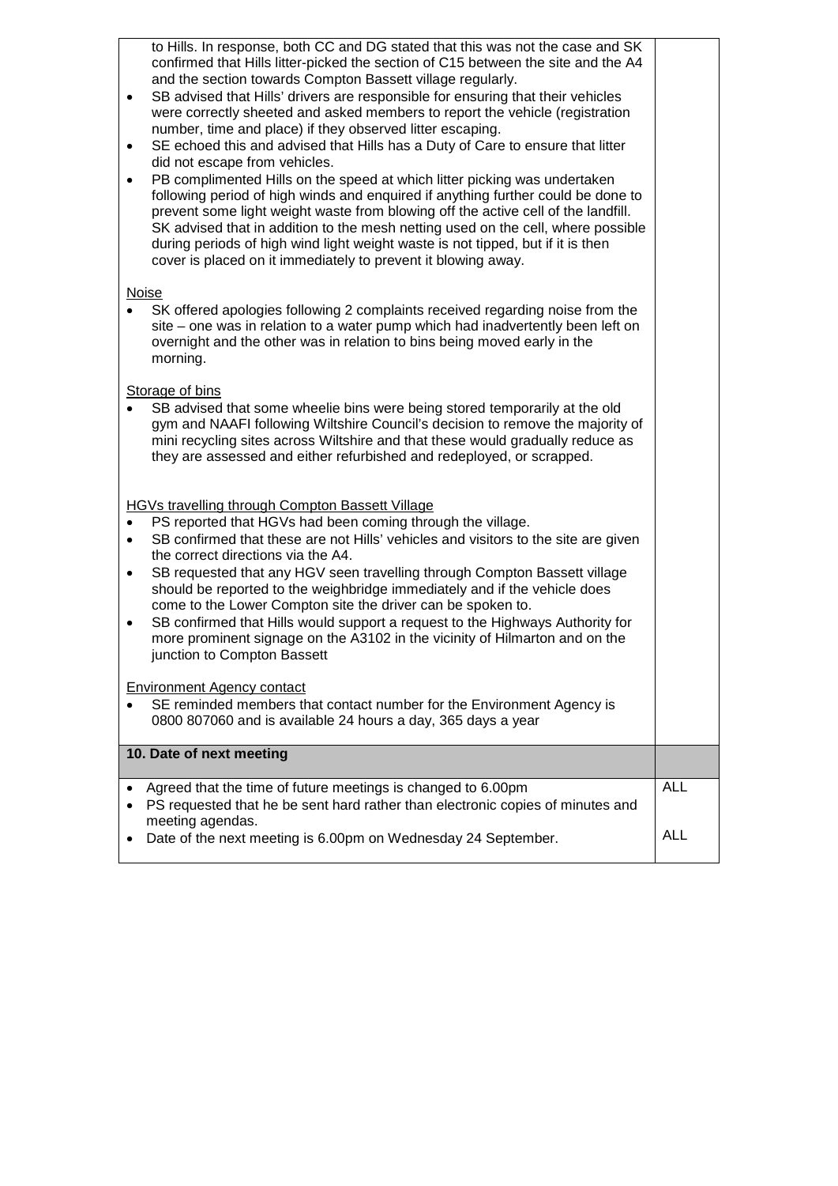| | |
|---|---|
| to Hills. In response, both CC and DG stated that this was not the case and SK confirmed that Hills litter-picked the section of C15 between the site and the A4 and the section towards Compton Bassett village regularly.<br>• SB advised that Hills' drivers are responsible for ensuring that their vehicles were correctly sheeted and asked members to report the vehicle (registration number, time and place) if they observed litter escaping.<br>• SE echoed this and advised that Hills has a Duty of Care to ensure that litter did not escape from vehicles.<br>• PB complimented Hills on the speed at which litter picking was undertaken following period of high winds and enquired if anything further could be done to prevent some light weight waste from blowing off the active cell of the landfill. SK advised that in addition to the mesh netting used on the cell, where possible during periods of high wind light weight waste is not tipped, but if it is then cover is placed on it immediately to prevent it blowing away.<br><br>Noise<br>• SK offered apologies following 2 complaints received regarding noise from the site – one was in relation to a water pump which had inadvertently been left on overnight and the other was in relation to bins being moved early in the morning.<br><br>Storage of bins<br>• SB advised that some wheelie bins were being stored temporarily at the old gym and NAAFI following Wiltshire Council's decision to remove the majority of mini recycling sites across Wiltshire and that these would gradually reduce as they are assessed and either refurbished and redeployed, or scrapped.<br><br>HGVs travelling through Compton Bassett Village<br>• PS reported that HGVs had been coming through the village.<br>• SB confirmed that these are not Hills' vehicles and visitors to the site are given the correct directions via the A4.<br>• SB requested that any HGV seen travelling through Compton Bassett village should be reported to the weighbridge immediately and if the vehicle does come to the Lower Compton site the driver can be spoken to.<br>• SB confirmed that Hills would support a request to the Highways Authority for more prominent signage on the A3102 in the vicinity of Hilmarton and on the junction to Compton Bassett<br><br>Environment Agency contact<br>• SE reminded members that contact number for the Environment Agency is 0800 807060 and is available 24 hours a day, 365 days a year | |
| **10. Date of next meeting** | |
| • Agreed that the time of future meetings is changed to 6.00pm<br>• PS requested that he be sent hard rather than electronic copies of minutes and meeting agendas.<br>• Date of the next meeting is 6.00pm on Wednesday 24 September. | ALL<br><br>ALL |